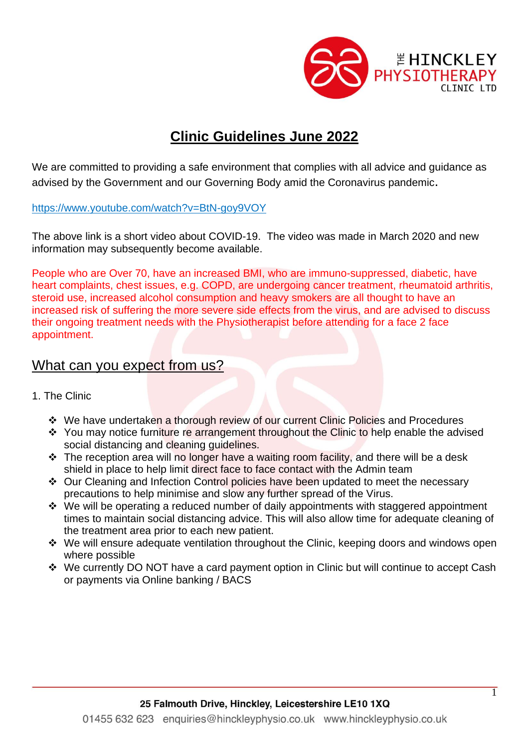# Clinic Guidelines June 2022

We are committed to providing a safe environment that complies with all advice and guidance as advised by the Government and our Governing Body amid the Coronavirus pandemic.

https://www.youtube.com/watch?v=BtN-goy9VOY

The above link is a short video about COVID-19. The video was made in March 2020 and new information may subsequently become available.

People who are Over 70, have an increased BMI, who are immuno-suppressed, diabetic, have heart complaints, chest issues, e.g. COPD, are undergoing cancer treatment, rheumatoid arthritis, steroid use, increased alcohol consumption and heavy smokers are all thought to have an increased risk of suffering the more severe side effects from the virus, and are advised to discuss their ongoing treatment needs with the Physiotherapist before attending for a face 2 face appointment.

## What can you expect from us?

1. The Clinic

- We have undertaken a thorough review of our current Clinic Policies and Procedures
- You may notice furniture re arrangement throughout the Clinic to help enable the advised social distancing and cleaning guidelines.
- The reception area will no longer have a waiting room facility, and there will be a desk shield in place to help limit direct face to face contact with the Admin team
- Our Cleaning and Infection Control policies have been updated to meet the necessary precautions to help minimise and slow any further spread of the Virus.
- We will be operating a reduced number of daily appointments with staggered appointment times to maintain social distancing advice. This will also allow time for adequate cleaning of the treatment area prior to each new patient.
- We will ensure adequate ventilation throughout the Clinic, keeping doors and windows open where possible
- We currently DO NOT have a card payment option in Clinic but will continue to accept Cash or payments via Online banking / BACS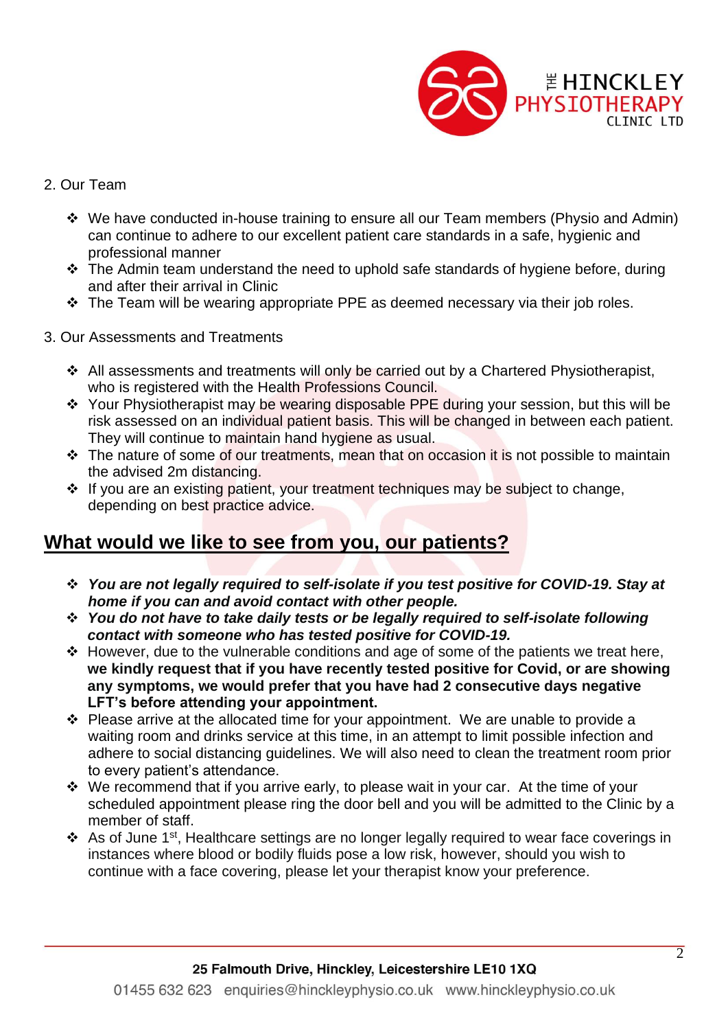2. Our Team

- We have conducted in-house training to ensure all our Team members (Physio and Admin) can continue to adhere to our excellent patient care standards in a safe, hygienic and professional manner
- The Admin team understand the need to uphold safe standards of hygiene before, during and after their arrival in Clinic
- The Team will be wearing appropriate PPE as deemed necessary via their job roles.

3. Our Assessments and Treatments

- All assessments and treatments will only be carried out by a Chartered Physiotherapist, who is registered with the Health Professions Council.
- Your Physiotherapist may be wearing disposable PPE during your session, but this will be risk assessed on an individual patient basis. This will be changed in between each patient. They will continue to maintain hand hygiene as usual.
- The nature of some of our treatments, mean that on occasion it is not possible to maintain the advised 2m distancing.
- If you are an existing patient, your treatment techniques may be subject to change, depending on best practice advice.

## What would we like to see from you, our patients?

- ***You are not legally required to self-isolate if you test positive for COVID-19. Stay at home if you can and avoid contact with other people.***
- ***You do not have to take daily tests or be legally required to self-isolate following contact with someone who has tested positive for COVID-19.***
- However, due to the vulnerable conditions and age of some of the patients we treat here, **we kindly request that if you have recently tested positive for Covid, or are showing any symptoms, we would prefer that you have had 2 consecutive days negative LFT's before attending your appointment.**
- Please arrive at the allocated time for your appointment. We are unable to provide a waiting room and drinks service at this time, in an attempt to limit possible infection and adhere to social distancing guidelines. We will also need to clean the treatment room prior to every patient's attendance.
- We recommend that if you arrive early, to please wait in your car. At the time of your scheduled appointment please ring the door bell and you will be admitted to the Clinic by a member of staff.
- As of June 1st, Healthcare settings are no longer legally required to wear face coverings in instances where blood or bodily fluids pose a low risk, however, should you wish to continue with a face covering, please let your therapist know your preference.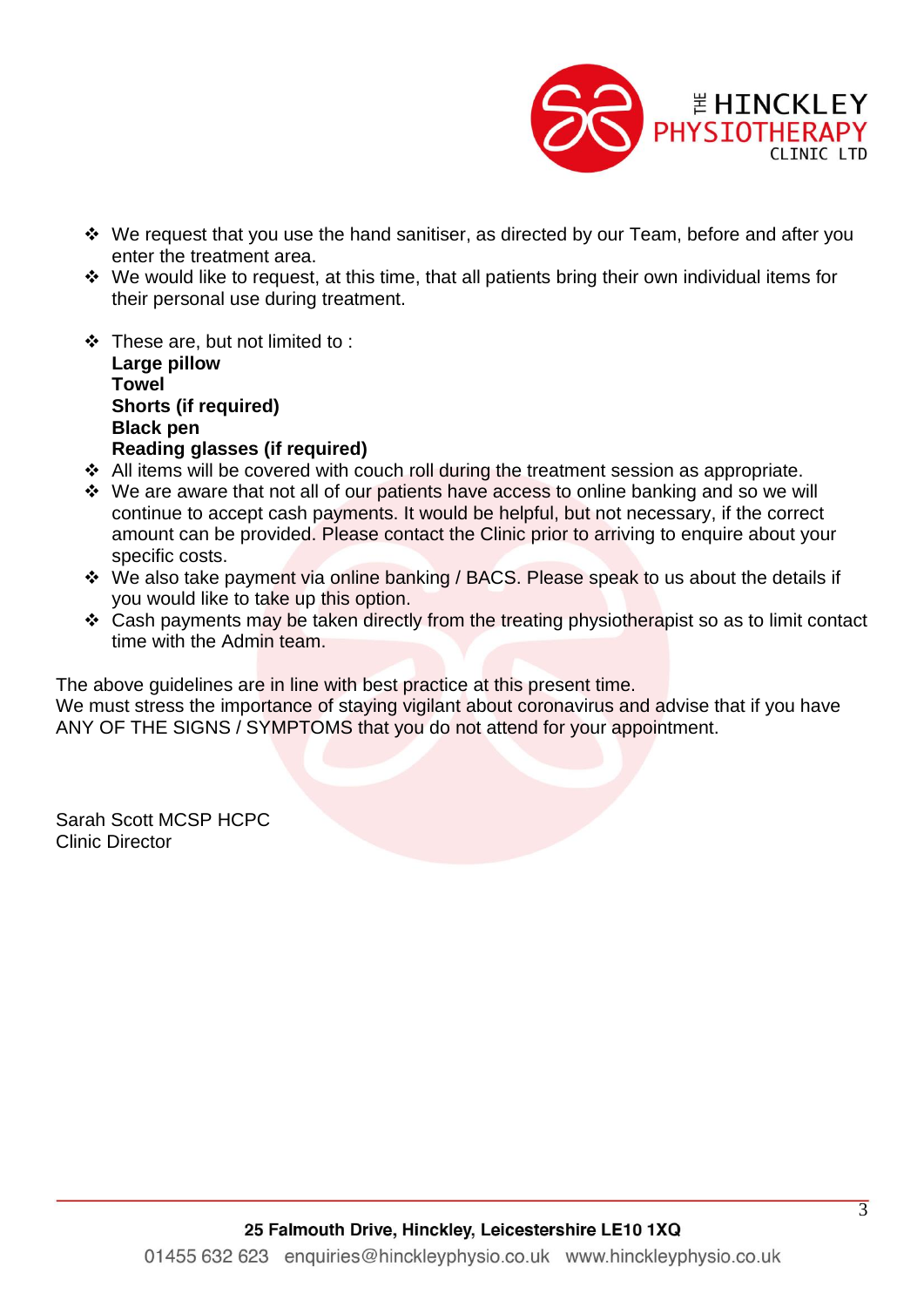- We request that you use the hand sanitiser, as directed by our Team, before and after you enter the treatment area.
- We would like to request, at this time, that all patients bring their own individual items for their personal use during treatment.

- These are, but not limited to :
  **Large pillow**
  **Towel**
  **Shorts (if required)**
  **Black pen**
  **Reading glasses (if required)**
- All items will be covered with couch roll during the treatment session as appropriate.
- We are aware that not all of our patients have access to online banking and so we will continue to accept cash payments. It would be helpful, but not necessary, if the correct amount can be provided. Please contact the Clinic prior to arriving to enquire about your specific costs.
- We also take payment via online banking / BACS. Please speak to us about the details if you would like to take up this option.
- Cash payments may be taken directly from the treating physiotherapist so as to limit contact time with the Admin team.

The above guidelines are in line with best practice at this present time.
We must stress the importance of staying vigilant about coronavirus and advise that if you have ANY OF THE SIGNS / SYMPTOMS that you do not attend for your appointment.

Sarah Scott MCSP HCPC
Clinic Director